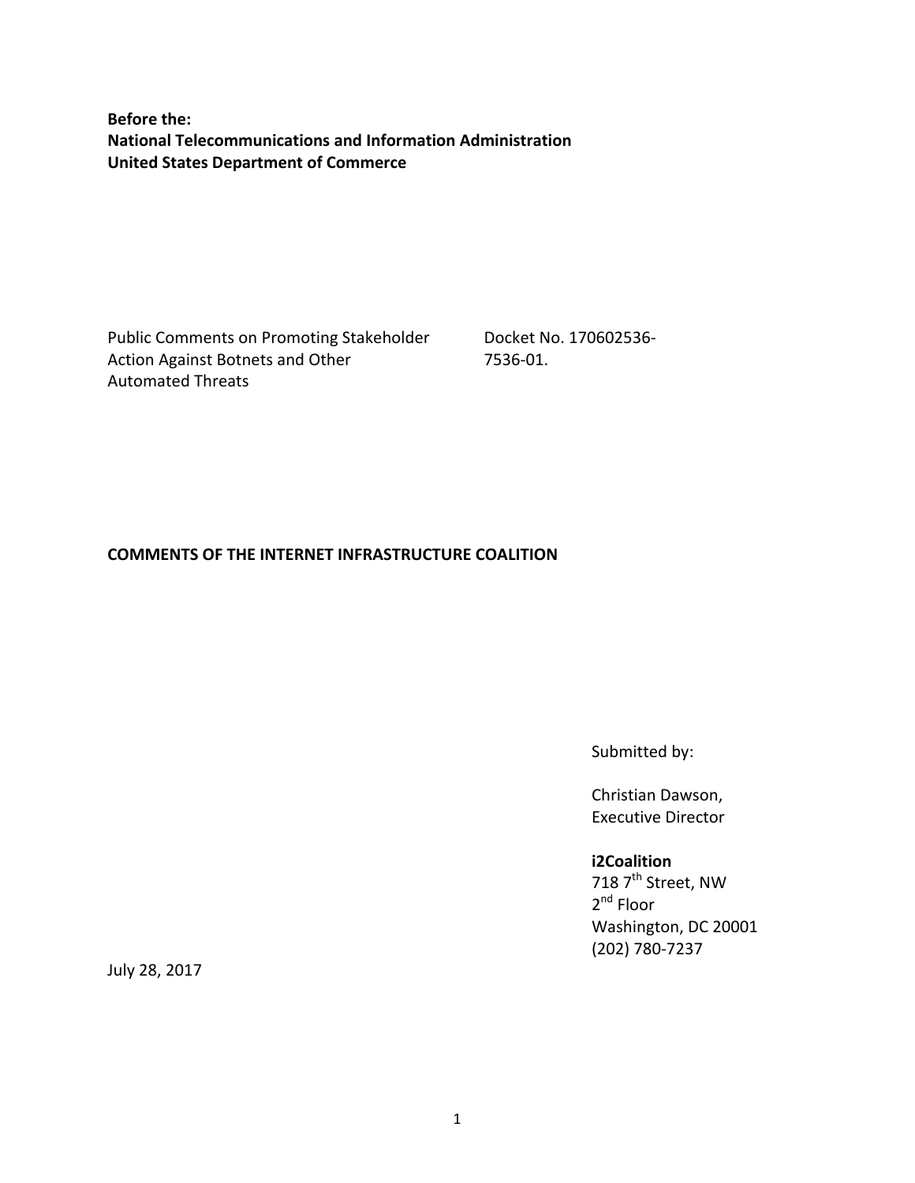**Before the:**
**National Telecommunications and Information Administration**
**United States Department of Commerce**

| Public Comments on Promoting Stakeholder Action Against Botnets and Other Automated Threats | Docket No. 170602536-7536-01. |
|---|---|

**COMMENTS OF THE INTERNET INFRASTRUCTURE COALITION**

Submitted by:

Christian Dawson,
Executive Director

**i2Coalition**
718 7th Street, NW
2nd Floor
Washington, DC 20001
(202) 780-7237

July 28, 2017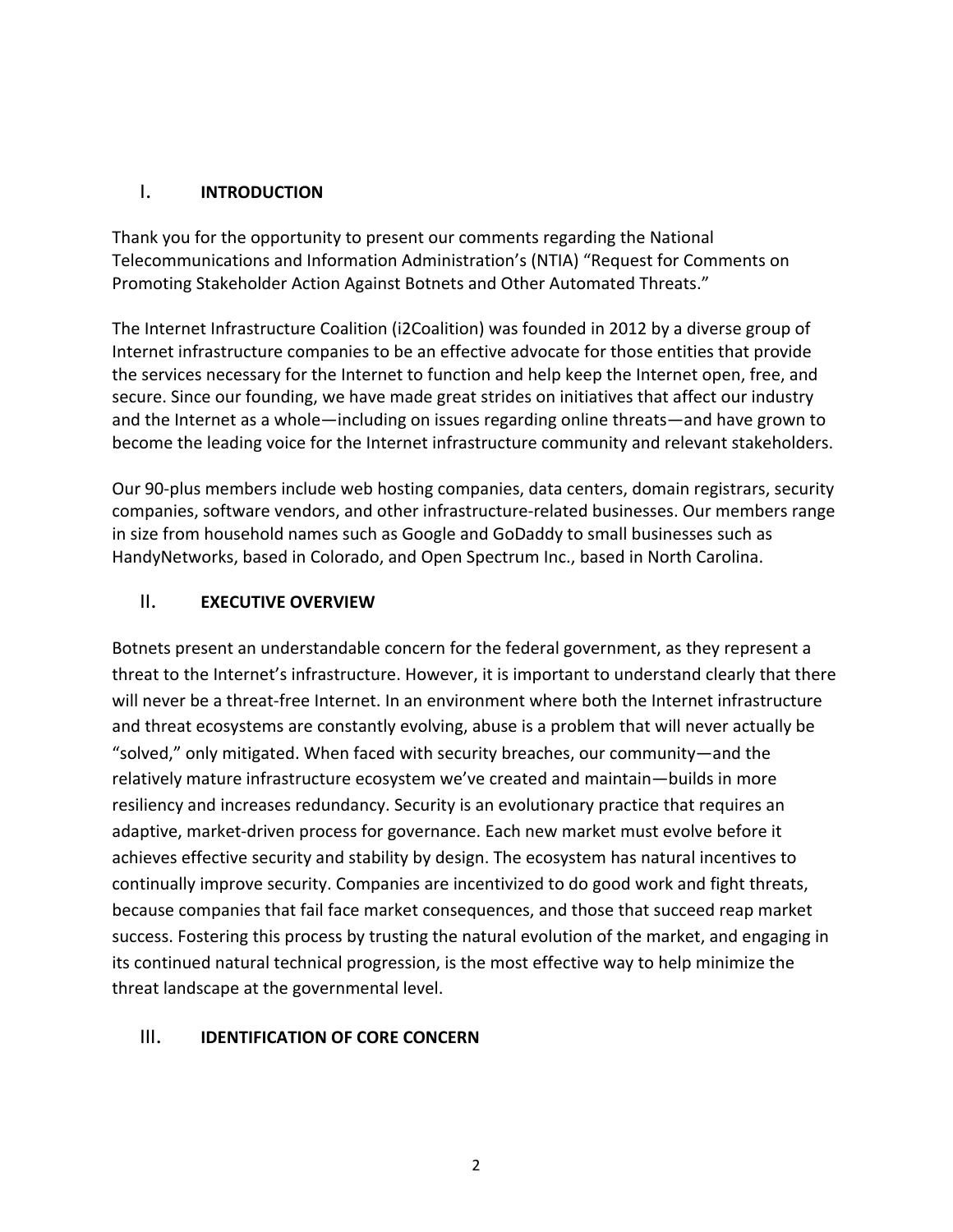## I. INTRODUCTION

Thank you for the opportunity to present our comments regarding the National Telecommunications and Information Administration's (NTIA) "Request for Comments on Promoting Stakeholder Action Against Botnets and Other Automated Threats."

The Internet Infrastructure Coalition (i2Coalition) was founded in 2012 by a diverse group of Internet infrastructure companies to be an effective advocate for those entities that provide the services necessary for the Internet to function and help keep the Internet open, free, and secure. Since our founding, we have made great strides on initiatives that affect our industry and the Internet as a whole—including on issues regarding online threats—and have grown to become the leading voice for the Internet infrastructure community and relevant stakeholders.

Our 90-plus members include web hosting companies, data centers, domain registrars, security companies, software vendors, and other infrastructure-related businesses. Our members range in size from household names such as Google and GoDaddy to small businesses such as HandyNetworks, based in Colorado, and Open Spectrum Inc., based in North Carolina.

## II. EXECUTIVE OVERVIEW

Botnets present an understandable concern for the federal government, as they represent a threat to the Internet's infrastructure. However, it is important to understand clearly that there will never be a threat-free Internet. In an environment where both the Internet infrastructure and threat ecosystems are constantly evolving, abuse is a problem that will never actually be "solved," only mitigated. When faced with security breaches, our community—and the relatively mature infrastructure ecosystem we've created and maintain—builds in more resiliency and increases redundancy. Security is an evolutionary practice that requires an adaptive, market-driven process for governance. Each new market must evolve before it achieves effective security and stability by design. The ecosystem has natural incentives to continually improve security. Companies are incentivized to do good work and fight threats, because companies that fail face market consequences, and those that succeed reap market success. Fostering this process by trusting the natural evolution of the market, and engaging in its continued natural technical progression, is the most effective way to help minimize the threat landscape at the governmental level.

## III. IDENTIFICATION OF CORE CONCERN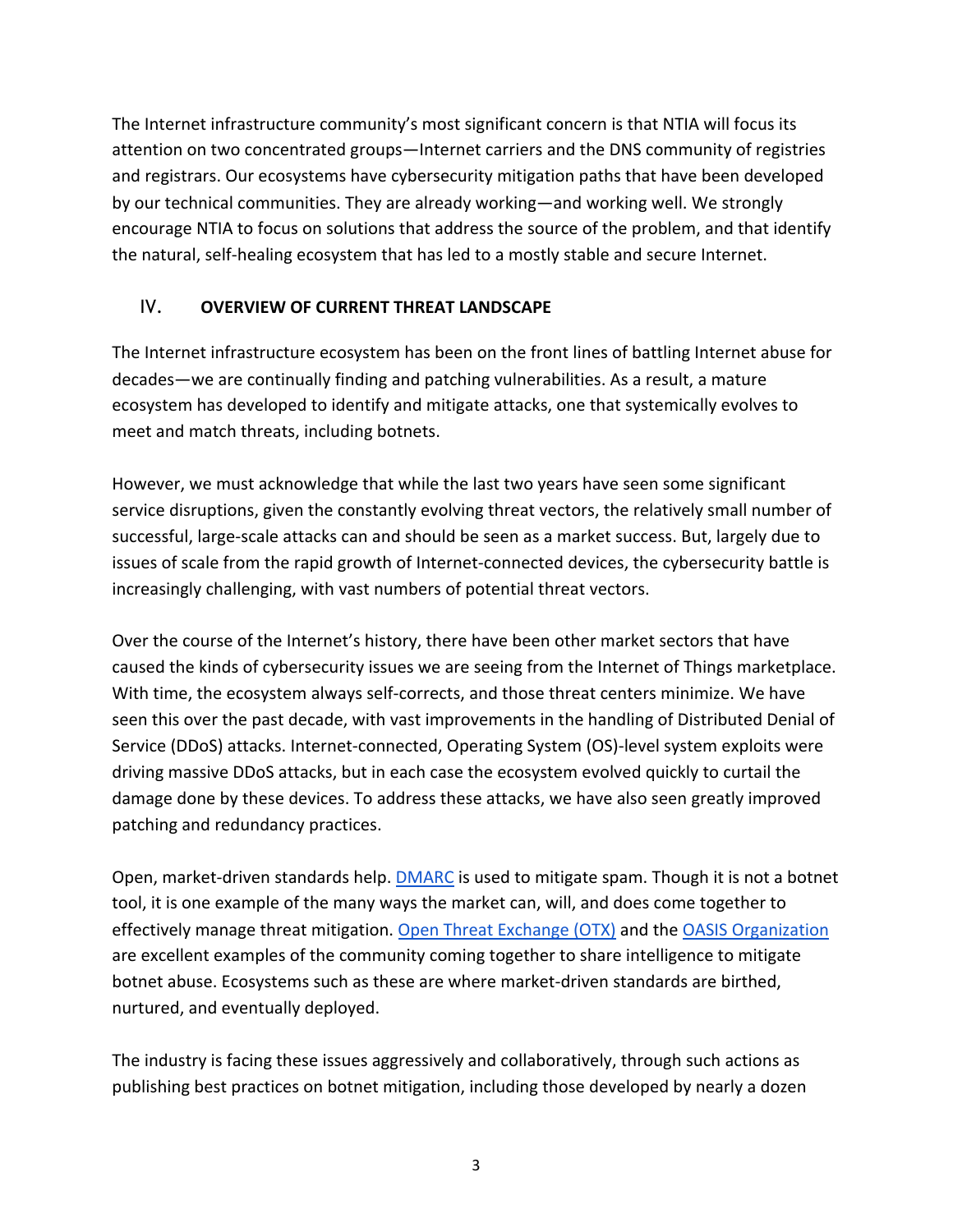The Internet infrastructure community's most significant concern is that NTIA will focus its attention on two concentrated groups—Internet carriers and the DNS community of registries and registrars. Our ecosystems have cybersecurity mitigation paths that have been developed by our technical communities. They are already working—and working well. We strongly encourage NTIA to focus on solutions that address the source of the problem, and that identify the natural, self-healing ecosystem that has led to a mostly stable and secure Internet.

## IV. OVERVIEW OF CURRENT THREAT LANDSCAPE

The Internet infrastructure ecosystem has been on the front lines of battling Internet abuse for decades—we are continually finding and patching vulnerabilities. As a result, a mature ecosystem has developed to identify and mitigate attacks, one that systemically evolves to meet and match threats, including botnets.

However, we must acknowledge that while the last two years have seen some significant service disruptions, given the constantly evolving threat vectors, the relatively small number of successful, large-scale attacks can and should be seen as a market success. But, largely due to issues of scale from the rapid growth of Internet-connected devices, the cybersecurity battle is increasingly challenging, with vast numbers of potential threat vectors.

Over the course of the Internet's history, there have been other market sectors that have caused the kinds of cybersecurity issues we are seeing from the Internet of Things marketplace. With time, the ecosystem always self-corrects, and those threat centers minimize. We have seen this over the past decade, with vast improvements in the handling of Distributed Denial of Service (DDoS) attacks. Internet-connected, Operating System (OS)-level system exploits were driving massive DDoS attacks, but in each case the ecosystem evolved quickly to curtail the damage done by these devices. To address these attacks, we have also seen greatly improved patching and redundancy practices.

Open, market-driven standards help. DMARC is used to mitigate spam. Though it is not a botnet tool, it is one example of the many ways the market can, will, and does come together to effectively manage threat mitigation. Open Threat Exchange (OTX) and the OASIS Organization are excellent examples of the community coming together to share intelligence to mitigate botnet abuse. Ecosystems such as these are where market-driven standards are birthed, nurtured, and eventually deployed.

The industry is facing these issues aggressively and collaboratively, through such actions as publishing best practices on botnet mitigation, including those developed by nearly a dozen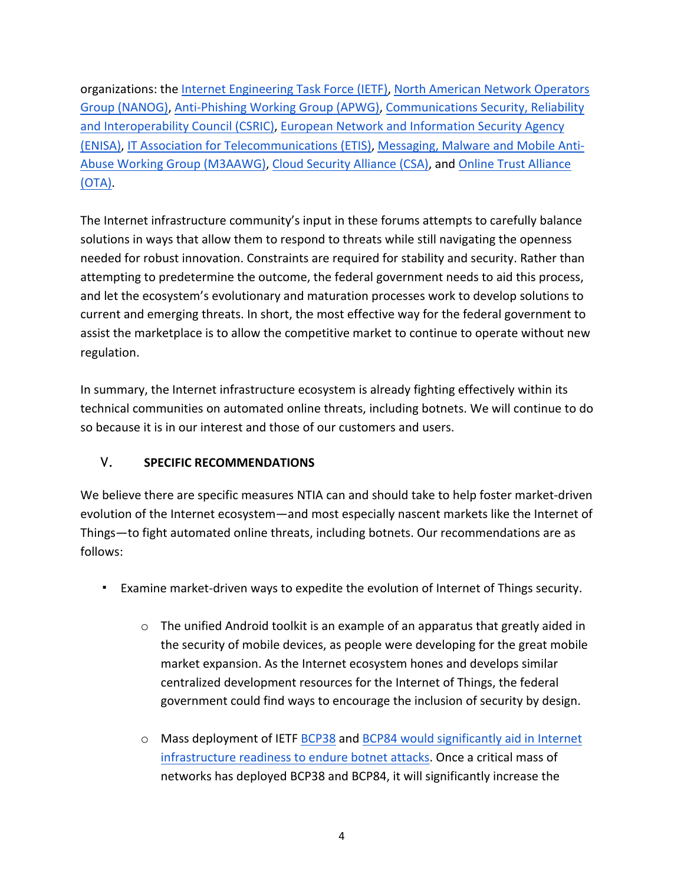organizations: the Internet Engineering Task Force (IETF), North American Network Operators Group (NANOG), Anti-Phishing Working Group (APWG), Communications Security, Reliability and Interoperability Council (CSRIC), European Network and Information Security Agency (ENISA), IT Association for Telecommunications (ETIS), Messaging, Malware and Mobile Anti-Abuse Working Group (M3AAWG), Cloud Security Alliance (CSA), and Online Trust Alliance (OTA).

The Internet infrastructure community's input in these forums attempts to carefully balance solutions in ways that allow them to respond to threats while still navigating the openness needed for robust innovation. Constraints are required for stability and security. Rather than attempting to predetermine the outcome, the federal government needs to aid this process, and let the ecosystem's evolutionary and maturation processes work to develop solutions to current and emerging threats. In short, the most effective way for the federal government to assist the marketplace is to allow the competitive market to continue to operate without new regulation.

In summary, the Internet infrastructure ecosystem is already fighting effectively within its technical communities on automated online threats, including botnets. We will continue to do so because it is in our interest and those of our customers and users.

## V. SPECIFIC RECOMMENDATIONS

We believe there are specific measures NTIA can and should take to help foster market-driven evolution of the Internet ecosystem—and most especially nascent markets like the Internet of Things—to fight automated online threats, including botnets. Our recommendations are as follows:

- Examine market-driven ways to expedite the evolution of Internet of Things security.
    - The unified Android toolkit is an example of an apparatus that greatly aided in the security of mobile devices, as people were developing for the great mobile market expansion. As the Internet ecosystem hones and develops similar centralized development resources for the Internet of Things, the federal government could find ways to encourage the inclusion of security by design.
    - Mass deployment of IETF BCP38 and BCP84 would significantly aid in Internet infrastructure readiness to endure botnet attacks. Once a critical mass of networks has deployed BCP38 and BCP84, it will significantly increase the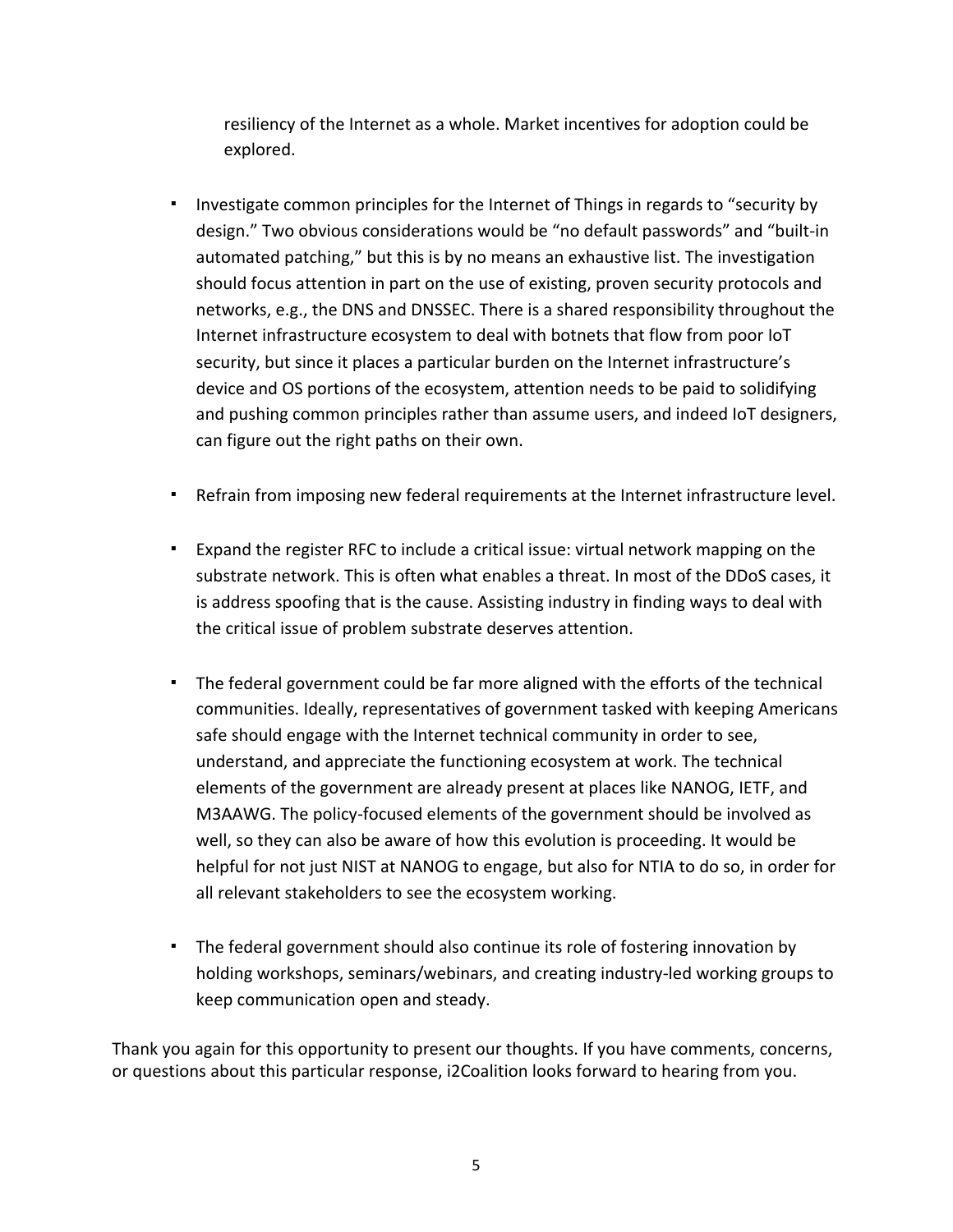resiliency of the Internet as a whole. Market incentives for adoption could be explored.

- Investigate common principles for the Internet of Things in regards to "security by design." Two obvious considerations would be "no default passwords" and "built-in automated patching," but this is by no means an exhaustive list. The investigation should focus attention in part on the use of existing, proven security protocols and networks, e.g., the DNS and DNSSEC. There is a shared responsibility throughout the Internet infrastructure ecosystem to deal with botnets that flow from poor IoT security, but since it places a particular burden on the Internet infrastructure's device and OS portions of the ecosystem, attention needs to be paid to solidifying and pushing common principles rather than assume users, and indeed IoT designers, can figure out the right paths on their own.

- Refrain from imposing new federal requirements at the Internet infrastructure level.

- Expand the register RFC to include a critical issue: virtual network mapping on the substrate network. This is often what enables a threat. In most of the DDoS cases, it is address spoofing that is the cause. Assisting industry in finding ways to deal with the critical issue of problem substrate deserves attention.

- The federal government could be far more aligned with the efforts of the technical communities. Ideally, representatives of government tasked with keeping Americans safe should engage with the Internet technical community in order to see, understand, and appreciate the functioning ecosystem at work. The technical elements of the government are already present at places like NANOG, IETF, and M3AAWG. The policy-focused elements of the government should be involved as well, so they can also be aware of how this evolution is proceeding. It would be helpful for not just NIST at NANOG to engage, but also for NTIA to do so, in order for all relevant stakeholders to see the ecosystem working.

- The federal government should also continue its role of fostering innovation by holding workshops, seminars/webinars, and creating industry-led working groups to keep communication open and steady.

Thank you again for this opportunity to present our thoughts. If you have comments, concerns, or questions about this particular response, i2Coalition looks forward to hearing from you.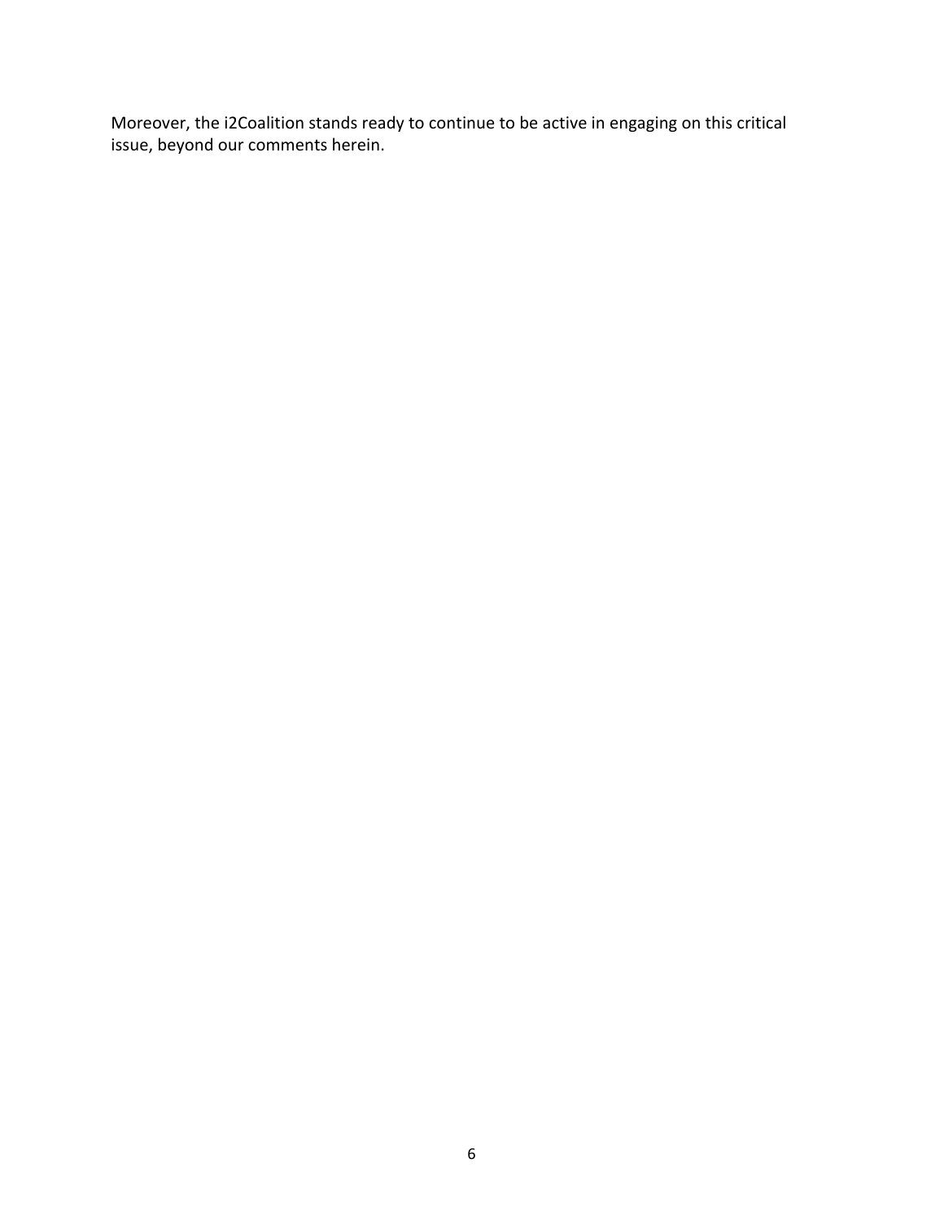Moreover, the i2Coalition stands ready to continue to be active in engaging on this critical issue, beyond our comments herein.